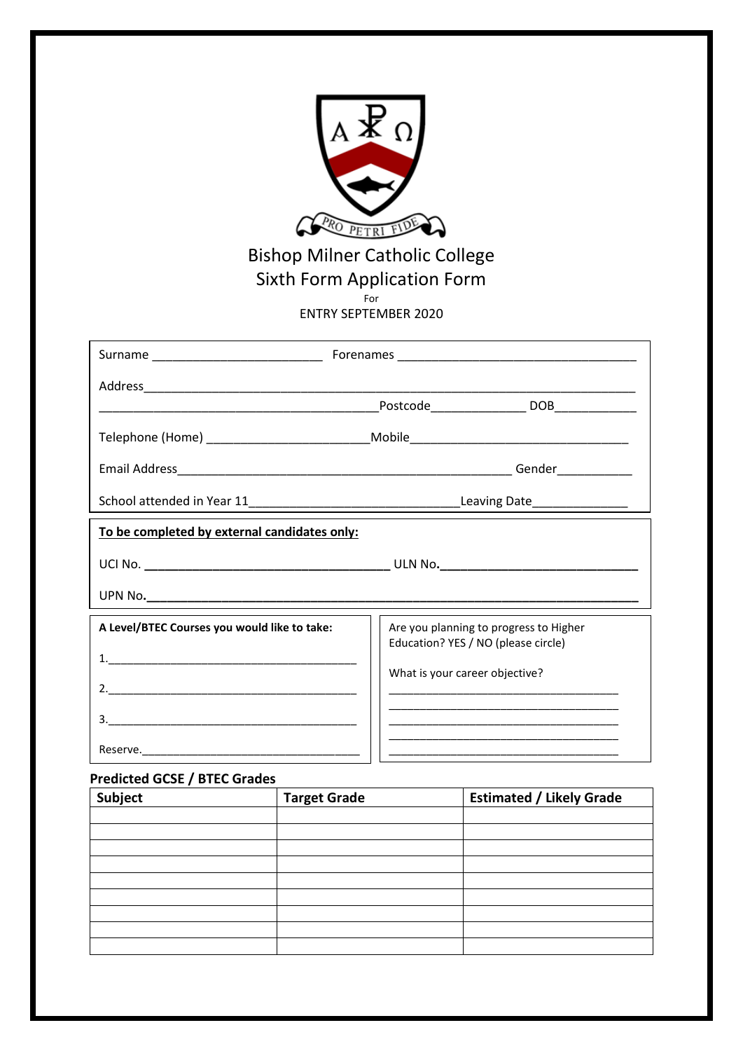# Bishop Milner Catholic College
## Sixth Form Application Form

For

ENTRY SEPTEMBER 2020

Surname ________________________ Forenames __________________________________

Address___________________________________________________________________________
________________________________________Postcode_____________ DOB____________

Telephone (Home) _______________________Mobile________________________________

Email Address_______________________________________________ Gender___________

School attended in Year 11______________________________Leaving Date______________

**To be completed by external candidates only:**

UCI No. ___________________________________ ULN No.____________________________

UPN No.___________________________________________________________________________

**A Level/BTEC Courses you would like to take:**

1.________________________________________

2.________________________________________

3.________________________________________

Reserve.___________________________________

Are you planning to progress to Higher Education? YES / NO (please circle)

What is your career objective?

____________________________________
____________________________________
____________________________________
____________________________________
____________________________________

**Predicted GCSE / BTEC Grades**

| Subject | Target Grade | Estimated / Likely Grade |
|---|---|---|
| | | |
| | | |
| | | |
| | | |
| | | |
| | | |
| | | |
| | | |
| | | |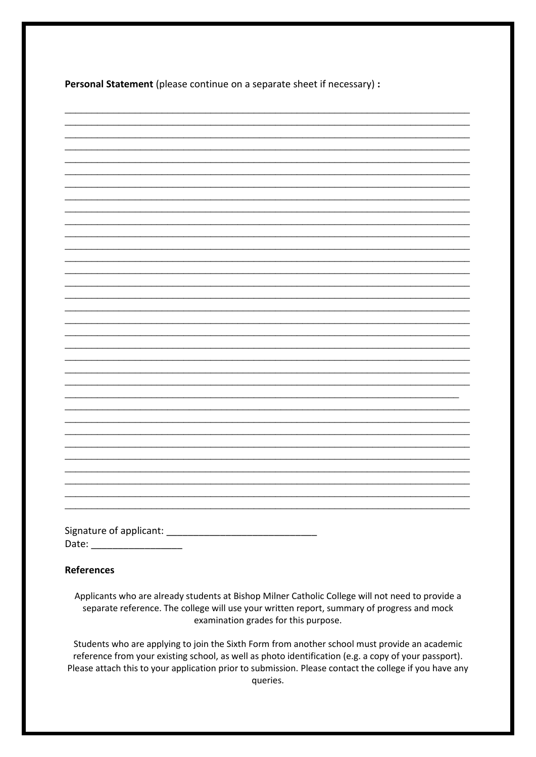**Personal Statement** (please continue on a separate sheet if necessary) **:**

_______________________________________________________________________________
_______________________________________________________________________________
_______________________________________________________________________________
_______________________________________________________________________________
_______________________________________________________________________________
_______________________________________________________________________________
_______________________________________________________________________________
_______________________________________________________________________________
_______________________________________________________________________________
_______________________________________________________________________________
_______________________________________________________________________________
_______________________________________________________________________________
_______________________________________________________________________________
_______________________________________________________________________________
_______________________________________________________________________________
_______________________________________________________________________________
_______________________________________________________________________________
_______________________________________________________________________________
_______________________________________________________________________________
_______________________________________________________________________________
_______________________________________________________________________________
_______________________________________________________________________________
_______________________________________________________________________________
_______________________________________________________________________________
_______________________________________________________________________________
_______________________________________________________________________________
_______________________________________________________________________________
_______________________________________________________________________________
_______________________________________________________________________________
_______________________________________________________________________________
_______________________________________________________________________________
_______________________________________________________________________________
_______________________________________________________________________________

Signature of applicant: ____________________________

Date: _________________

**References**

Applicants who are already students at Bishop Milner Catholic College will not need to provide a separate reference. The college will use your written report, summary of progress and mock examination grades for this purpose.

Students who are applying to join the Sixth Form from another school must provide an academic reference from your existing school, as well as photo identification (e.g. a copy of your passport). Please attach this to your application prior to submission. Please contact the college if you have any queries.